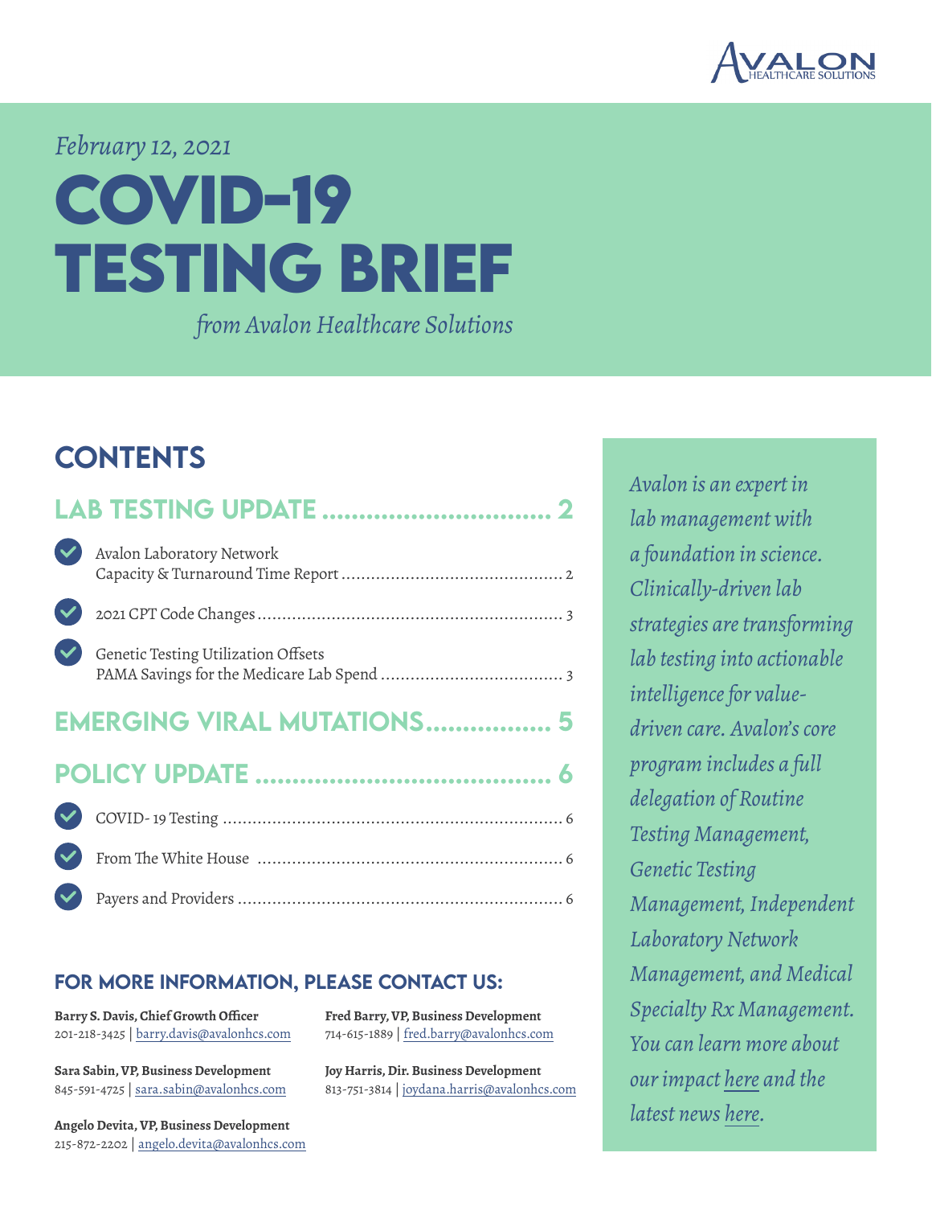*February 12, 2021*

# COVID-19 TESTING BRIEF

*from Avalon Healthcare Solutions*

## CONTENTS

### LAB TESTING UPDATE ................................ 2

- Avalon Laboratory Network Capacity & Turnaround Time Report ........ 2
- 2021 CPT Code Changes ........ 3
- Genetic Testing Utilization Offsets PAMA Savings for the Medicare Lab Spend ........ 3

### EMERGING VIRAL MUTATIONS ................. 5

### POLICY UPDATE ........................................ 6

- COVID- 19 Testing ........ 6
- From The White House ........ 6
- Payers and Providers ........ 6

*Avalon is an expert in lab management with a foundation in science. Clinically-driven lab strategies are transforming lab testing into actionable intelligence for value-driven care. Avalon's core program includes a full delegation of Routine Testing Management, Genetic Testing Management, Independent Laboratory Network Management, and Medical Specialty Rx Management. You can learn more about our impact here and the latest news here.*

### FOR MORE INFORMATION, PLEASE CONTACT US:

**Barry S. Davis, Chief Growth Officer**
201-218-3425 | barry.davis@avalonhcs.com

**Sara Sabin, VP, Business Development**
845-591-4725 | sara.sabin@avalonhcs.com

**Angelo Devita, VP, Business Development**
215-872-2202 | angelo.devita@avalonhcs.com

**Fred Barry, VP, Business Development**
714-615-1889 | fred.barry@avalonhcs.com

**Joy Harris, Dir. Business Development**
813-751-3814 | joydana.harris@avalonhcs.com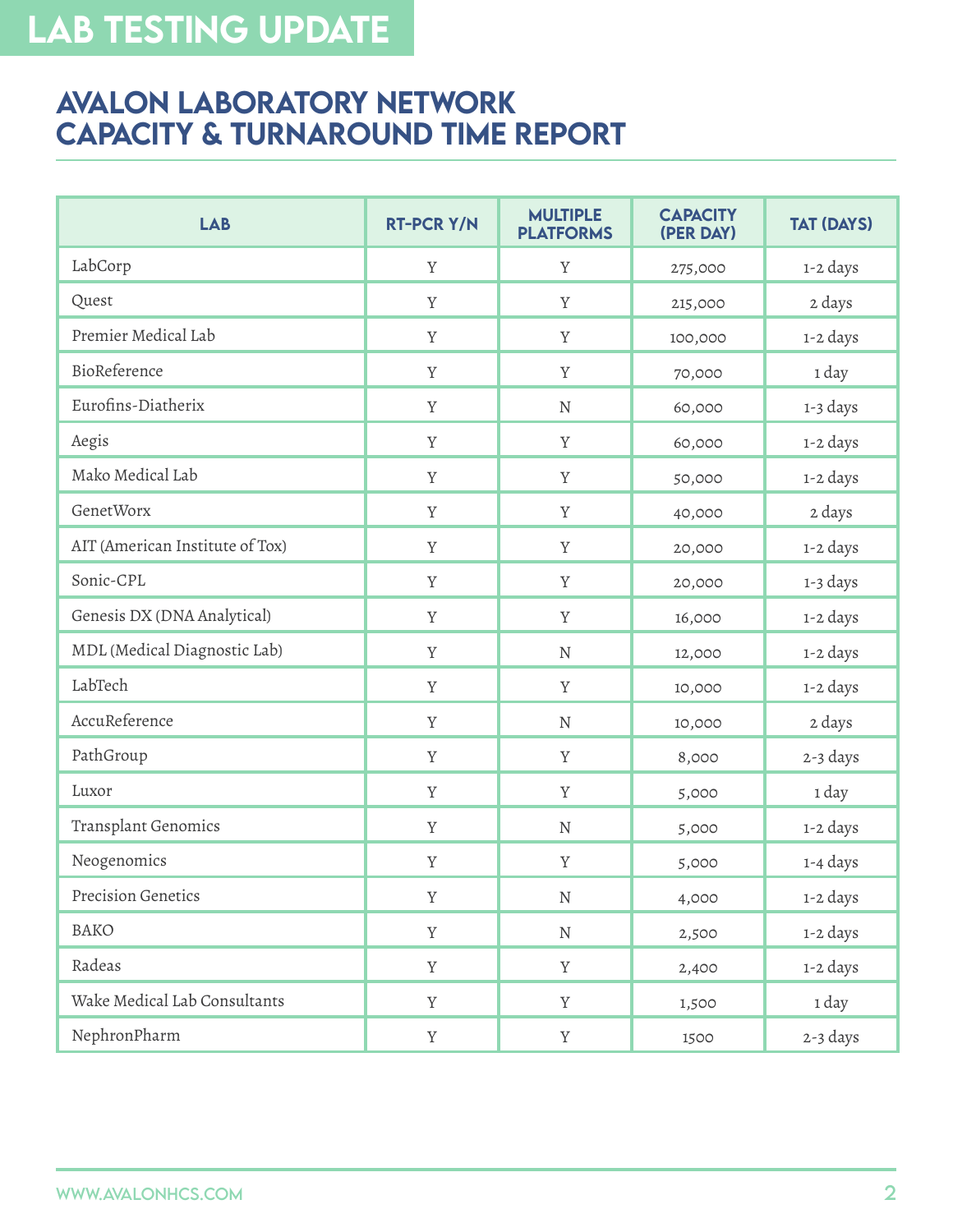# LAB TESTING UPDATE

## AVALON LABORATORY NETWORK CAPACITY & TURNAROUND TIME REPORT

| LAB | RT-PCR Y/N | MULTIPLE PLATFORMS | CAPACITY (PER DAY) | TAT (DAYS) |
|---|---|---|---|---|
| LabCorp | Y | Y | 275,000 | 1-2 days |
| Quest | Y | Y | 215,000 | 2 days |
| Premier Medical Lab | Y | Y | 100,000 | 1-2 days |
| BioReference | Y | Y | 70,000 | 1 day |
| Eurofins-Diatherix | Y | N | 60,000 | 1-3 days |
| Aegis | Y | Y | 60,000 | 1-2 days |
| Mako Medical Lab | Y | Y | 50,000 | 1-2 days |
| GenetWorx | Y | Y | 40,000 | 2 days |
| AIT (American Institute of Tox) | Y | Y | 20,000 | 1-2 days |
| Sonic-CPL | Y | Y | 20,000 | 1-3 days |
| Genesis DX (DNA Analytical) | Y | Y | 16,000 | 1-2 days |
| MDL (Medical Diagnostic Lab) | Y | N | 12,000 | 1-2 days |
| LabTech | Y | Y | 10,000 | 1-2 days |
| AccuReference | Y | N | 10,000 | 2 days |
| PathGroup | Y | Y | 8,000 | 2-3 days |
| Luxor | Y | Y | 5,000 | 1 day |
| Transplant Genomics | Y | N | 5,000 | 1-2 days |
| Neogenomics | Y | Y | 5,000 | 1-4 days |
| Precision Genetics | Y | N | 4,000 | 1-2 days |
| BAKO | Y | N | 2,500 | 1-2 days |
| Radeas | Y | Y | 2,400 | 1-2 days |
| Wake Medical Lab Consultants | Y | Y | 1,500 | 1 day |
| NephronPharm | Y | Y | 1500 | 2-3 days |

WWW.AVALONHCS.COM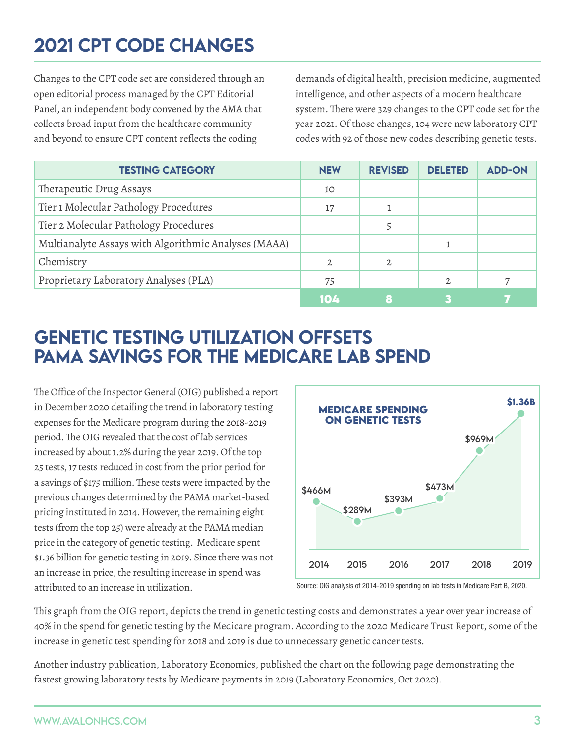# 2021 CPT CODE CHANGES

Changes to the CPT code set are considered through an open editorial process managed by the CPT Editorial Panel, an independent body convened by the AMA that collects broad input from the healthcare community and beyond to ensure CPT content reflects the coding demands of digital health, precision medicine, augmented intelligence, and other aspects of a modern healthcare system. There were 329 changes to the CPT code set for the year 2021. Of those changes, 104 were new laboratory CPT codes with 92 of those new codes describing genetic tests.

| TESTING CATEGORY | NEW | REVISED | DELETED | ADD-ON |
|---|---|---|---|---|
| Therapeutic Drug Assays | 10 | | | |
| Tier 1 Molecular Pathology Procedures | 17 | 1 | | |
| Tier 2 Molecular Pathology Procedures | | 5 | | |
| Multianalyte Assays with Algorithmic Analyses (MAAA) | | | 1 | |
| Chemistry | 2 | 2 | | |
| Proprietary Laboratory Analyses (PLA) | 75 | | 2 | 7 |
| | **104** | **8** | **3** | **7** |

# GENETIC TESTING UTILIZATION OFFSETS PAMA SAVINGS FOR THE MEDICARE LAB SPEND

The Office of the Inspector General (OIG) published a report in December 2020 detailing the trend in laboratory testing expenses for the Medicare program during the 2018-2019 period. The OIG revealed that the cost of lab services increased by about 1.2% during the year 2019. Of the top 25 tests, 17 tests reduced in cost from the prior period for a savings of $175 million. These tests were impacted by the previous changes determined by the PAMA market-based pricing instituted in 2014. However, the remaining eight tests (from the top 25) were already at the PAMA median price in the category of genetic testing. Medicare spent $1.36 billion for genetic testing in 2019. Since there was not an increase in price, the resulting increase in spend was attributed to an increase in utilization.

**MEDICARE SPENDING ON GENETIC TESTS**

| 2014 | 2015 | 2016 | 2017 | 2018 | 2019 |
|---|---|---|---|---|---|
| $466M | $289M | $393M | $473M | $969M | $1.36B |

Source: OIG analysis of 2014-2019 spending on lab tests in Medicare Part B, 2020.

This graph from the OIG report, depicts the trend in genetic testing costs and demonstrates a year over year increase of 40% in the spend for genetic testing by the Medicare program. According to the 2020 Medicare Trust Report, some of the increase in genetic test spending for 2018 and 2019 is due to unnecessary genetic cancer tests.

Another industry publication, Laboratory Economics, published the chart on the following page demonstrating the fastest growing laboratory tests by Medicare payments in 2019 (Laboratory Economics, Oct 2020).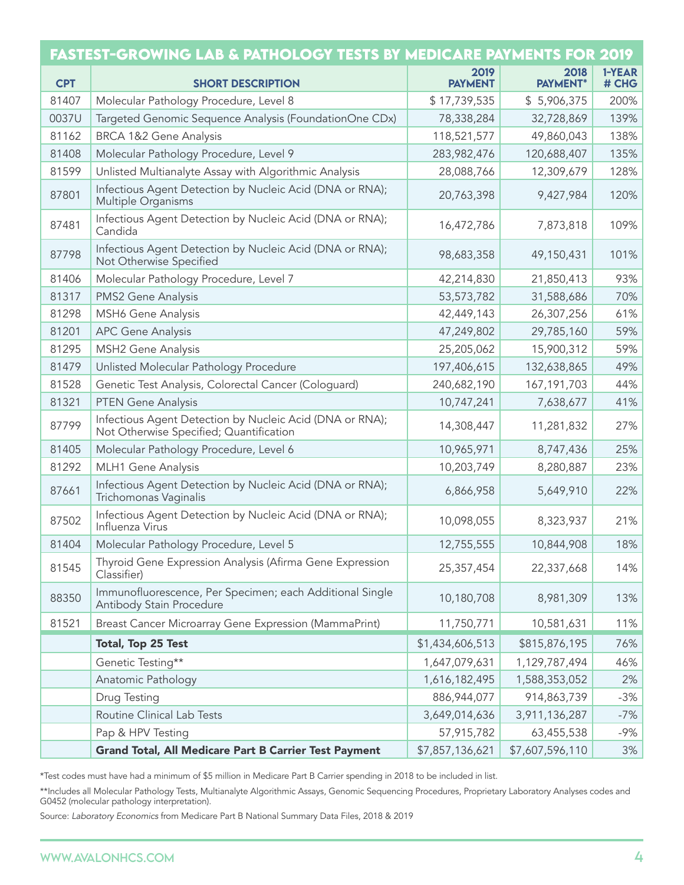## FASTEST-GROWING LAB & PATHOLOGY TESTS BY MEDICARE PAYMENTS FOR 2019

| CPT | SHORT DESCRIPTION | 2019 PAYMENT | 2018 PAYMENT* | 1-YEAR # CHG |
|---|---|---|---|---|
| 81407 | Molecular Pathology Procedure, Level 8 | $ 17,739,535 | $ 5,906,375 | 200% |
| 0037U | Targeted Genomic Sequence Analysis (FoundationOne CDx) | 78,338,284 | 32,728,869 | 139% |
| 81162 | BRCA 1&2 Gene Analysis | 118,521,577 | 49,860,043 | 138% |
| 81408 | Molecular Pathology Procedure, Level 9 | 283,982,476 | 120,688,407 | 135% |
| 81599 | Unlisted Multianalyte Assay with Algorithmic Analysis | 28,088,766 | 12,309,679 | 128% |
| 87801 | Infectious Agent Detection by Nucleic Acid (DNA or RNA); Multiple Organisms | 20,763,398 | 9,427,984 | 120% |
| 87481 | Infectious Agent Detection by Nucleic Acid (DNA or RNA); Candida | 16,472,786 | 7,873,818 | 109% |
| 87798 | Infectious Agent Detection by Nucleic Acid (DNA or RNA); Not Otherwise Specified | 98,683,358 | 49,150,431 | 101% |
| 81406 | Molecular Pathology Procedure, Level 7 | 42,214,830 | 21,850,413 | 93% |
| 81317 | PMS2 Gene Analysis | 53,573,782 | 31,588,686 | 70% |
| 81298 | MSH6 Gene Analysis | 42,449,143 | 26,307,256 | 61% |
| 81201 | APC Gene Analysis | 47,249,802 | 29,785,160 | 59% |
| 81295 | MSH2 Gene Analysis | 25,205,062 | 15,900,312 | 59% |
| 81479 | Unlisted Molecular Pathology Procedure | 197,406,615 | 132,638,865 | 49% |
| 81528 | Genetic Test Analysis, Colorectal Cancer (Cologuard) | 240,682,190 | 167,191,703 | 44% |
| 81321 | PTEN Gene Analysis | 10,747,241 | 7,638,677 | 41% |
| 87799 | Infectious Agent Detection by Nucleic Acid (DNA or RNA); Not Otherwise Specified; Quantification | 14,308,447 | 11,281,832 | 27% |
| 81405 | Molecular Pathology Procedure, Level 6 | 10,965,971 | 8,747,436 | 25% |
| 81292 | MLH1 Gene Analysis | 10,203,749 | 8,280,887 | 23% |
| 87661 | Infectious Agent Detection by Nucleic Acid (DNA or RNA); Trichomonas Vaginalis | 6,866,958 | 5,649,910 | 22% |
| 87502 | Infectious Agent Detection by Nucleic Acid (DNA or RNA); Influenza Virus | 10,098,055 | 8,323,937 | 21% |
| 81404 | Molecular Pathology Procedure, Level 5 | 12,755,555 | 10,844,908 | 18% |
| 81545 | Thyroid Gene Expression Analysis (Afirma Gene Expression Classifier) | 25,357,454 | 22,337,668 | 14% |
| 88350 | Immunofluorescence, Per Specimen; each Additional Single Antibody Stain Procedure | 10,180,708 | 8,981,309 | 13% |
| 81521 | Breast Cancer Microarray Gene Expression (MammaPrint) | 11,750,771 | 10,581,631 | 11% |
| | **Total, Top 25 Test** | $1,434,606,513 | $815,876,195 | 76% |
| | Genetic Testing** | 1,647,079,631 | 1,129,787,494 | 46% |
| | Anatomic Pathology | 1,616,182,495 | 1,588,353,052 | 2% |
| | Drug Testing | 886,944,077 | 914,863,739 | -3% |
| | Routine Clinical Lab Tests | 3,649,014,636 | 3,911,136,287 | -7% |
| | Pap & HPV Testing | 57,915,782 | 63,455,538 | -9% |
| | **Grand Total, All Medicare Part B Carrier Test Payment** | $7,857,136,621 | $7,607,596,110 | 3% |

*Test codes must have had a minimum of $5 million in Medicare Part B Carrier spending in 2018 to be included in list.

**Includes all Molecular Pathology Tests, Multianalyte Algorithmic Assays, Genomic Sequencing Procedures, Proprietary Laboratory Analyses codes and G0452 (molecular pathology interpretation).

Source: *Laboratory Economics* from Medicare Part B National Summary Data Files, 2018 & 2019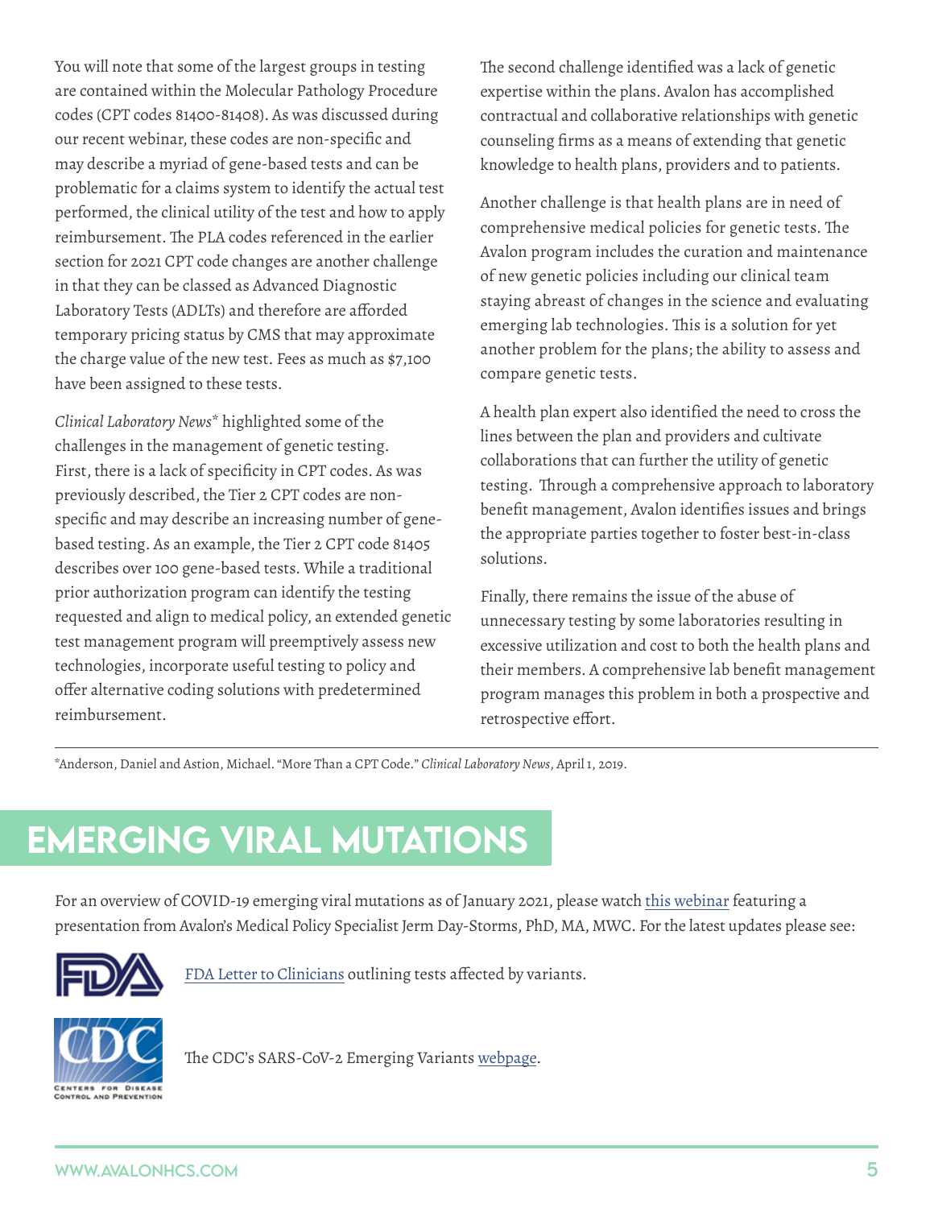You will note that some of the largest groups in testing are contained within the Molecular Pathology Procedure codes (CPT codes 81400-81408). As was discussed during our recent webinar, these codes are non-specific and may describe a myriad of gene-based tests and can be problematic for a claims system to identify the actual test performed, the clinical utility of the test and how to apply reimbursement. The PLA codes referenced in the earlier section for 2021 CPT code changes are another challenge in that they can be classed as Advanced Diagnostic Laboratory Tests (ADLTs) and therefore are afforded temporary pricing status by CMS that may approximate the charge value of the new test. Fees as much as $7,100 have been assigned to these tests.

*Clinical Laboratory News** highlighted some of the challenges in the management of genetic testing. First, there is a lack of specificity in CPT codes. As was previously described, the Tier 2 CPT codes are non-specific and may describe an increasing number of gene-based testing. As an example, the Tier 2 CPT code 81405 describes over 100 gene-based tests. While a traditional prior authorization program can identify the testing requested and align to medical policy, an extended genetic test management program will preemptively assess new technologies, incorporate useful testing to policy and offer alternative coding solutions with predetermined reimbursement.

The second challenge identified was a lack of genetic expertise within the plans. Avalon has accomplished contractual and collaborative relationships with genetic counseling firms as a means of extending that genetic knowledge to health plans, providers and to patients.

Another challenge is that health plans are in need of comprehensive medical policies for genetic tests. The Avalon program includes the curation and maintenance of new genetic policies including our clinical team staying abreast of changes in the science and evaluating emerging lab technologies. This is a solution for yet another problem for the plans; the ability to assess and compare genetic tests.

A health plan expert also identified the need to cross the lines between the plan and providers and cultivate collaborations that can further the utility of genetic testing. Through a comprehensive approach to laboratory benefit management, Avalon identifies issues and brings the appropriate parties together to foster best-in-class solutions.

Finally, there remains the issue of the abuse of unnecessary testing by some laboratories resulting in excessive utilization and cost to both the health plans and their members. A comprehensive lab benefit management program manages this problem in both a prospective and retrospective effort.

---

*Anderson, Daniel and Astion, Michael. "More Than a CPT Code." *Clinical Laboratory News*, April 1, 2019.

# EMERGING VIRAL MUTATIONS

For an overview of COVID-19 emerging viral mutations as of January 2021, please watch this webinar featuring a presentation from Avalon's Medical Policy Specialist Jerm Day-Storms, PhD, MA, MWC. For the latest updates please see:

FDA Letter to Clinicians outlining tests affected by variants.

The CDC's SARS-CoV-2 Emerging Variants webpage.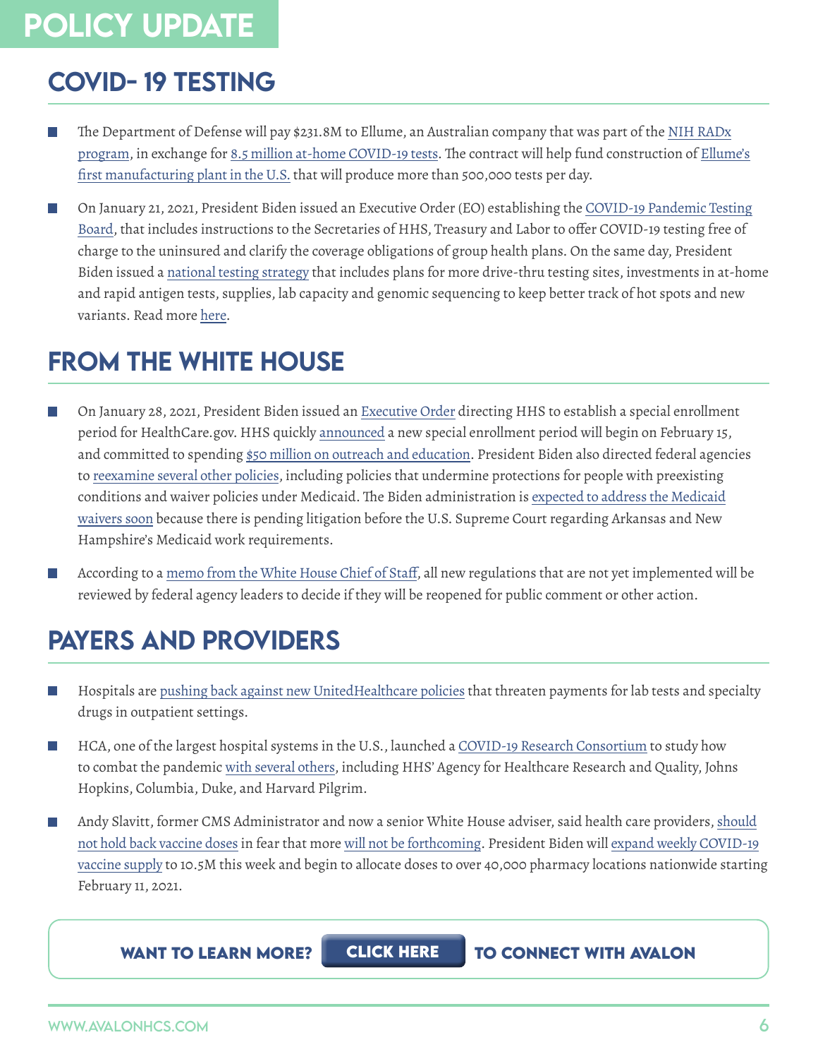# POLICY UPDATE

## COVID- 19 TESTING

- The Department of Defense will pay $231.8M to Ellume, an Australian company that was part of the NIH RADx program, in exchange for 8.5 million at-home COVID-19 tests. The contract will help fund construction of Ellume's first manufacturing plant in the U.S. that will produce more than 500,000 tests per day.
- On January 21, 2021, President Biden issued an Executive Order (EO) establishing the COVID-19 Pandemic Testing Board, that includes instructions to the Secretaries of HHS, Treasury and Labor to offer COVID-19 testing free of charge to the uninsured and clarify the coverage obligations of group health plans. On the same day, President Biden issued a national testing strategy that includes plans for more drive-thru testing sites, investments in at-home and rapid antigen tests, supplies, lab capacity and genomic sequencing to keep better track of hot spots and new variants. Read more here.

## FROM THE WHITE HOUSE

- On January 28, 2021, President Biden issued an Executive Order directing HHS to establish a special enrollment period for HealthCare.gov. HHS quickly announced a new special enrollment period will begin on February 15, and committed to spending $50 million on outreach and education. President Biden also directed federal agencies to reexamine several other policies, including policies that undermine protections for people with preexisting conditions and waiver policies under Medicaid. The Biden administration is expected to address the Medicaid waivers soon because there is pending litigation before the U.S. Supreme Court regarding Arkansas and New Hampshire's Medicaid work requirements.
- According to a memo from the White House Chief of Staff, all new regulations that are not yet implemented will be reviewed by federal agency leaders to decide if they will be reopened for public comment or other action.

## PAYERS AND PROVIDERS

- Hospitals are pushing back against new UnitedHealthcare policies that threaten payments for lab tests and specialty drugs in outpatient settings.
- HCA, one of the largest hospital systems in the U.S., launched a COVID-19 Research Consortium to study how to combat the pandemic with several others, including HHS' Agency for Healthcare Research and Quality, Johns Hopkins, Columbia, Duke, and Harvard Pilgrim.
- Andy Slavitt, former CMS Administrator and now a senior White House adviser, said health care providers, should not hold back vaccine doses in fear that more will not be forthcoming. President Biden will expand weekly COVID-19 vaccine supply to 10.5M this week and begin to allocate doses to over 40,000 pharmacy locations nationwide starting February 11, 2021.

**WANT TO LEARN MORE? CLICK HERE TO CONNECT WITH AVALON**

WWW.AVALONHCS.COM